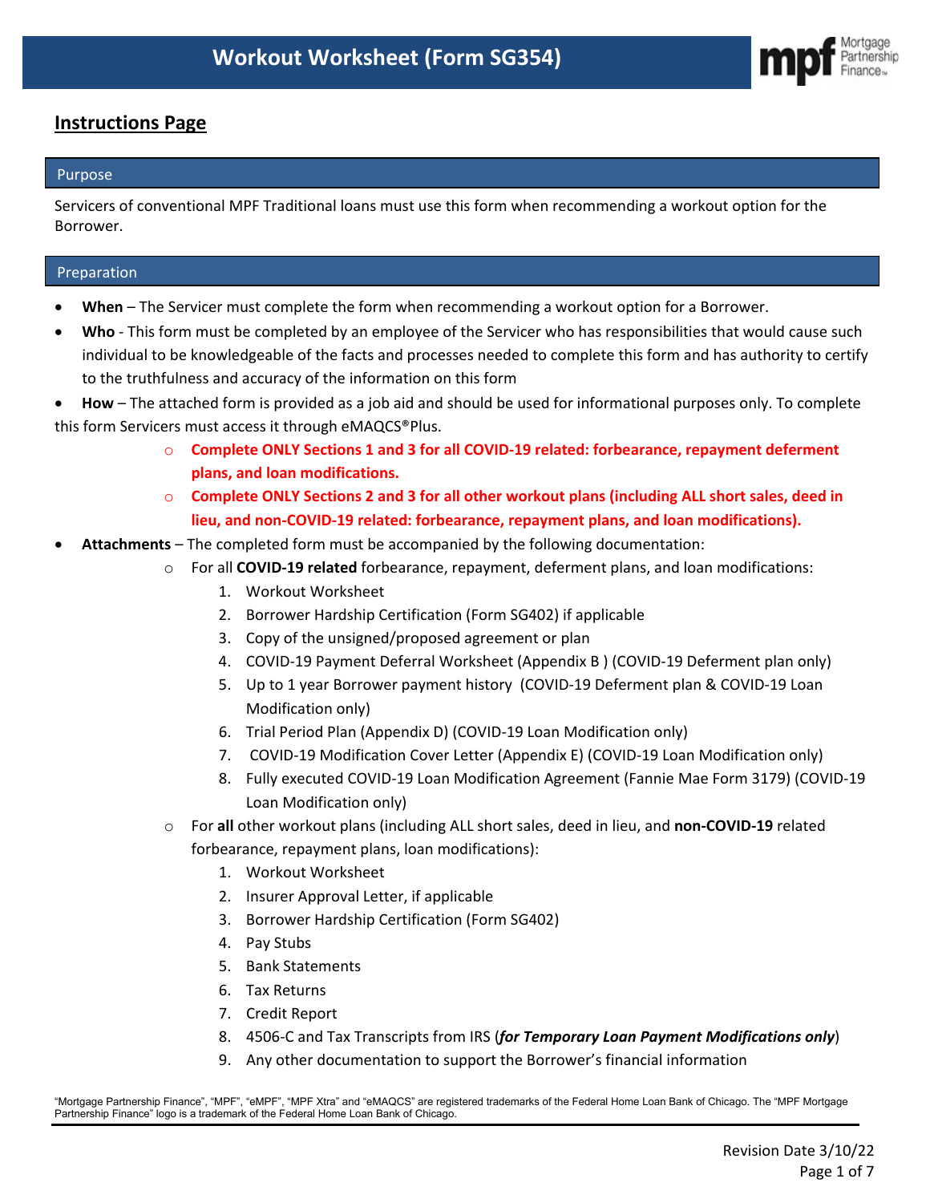# Workout Worksheet (Form SG354)

## Instructions Page

### Purpose

Servicers of conventional MPF Traditional loans must use this form when recommending a workout option for the Borrower.

### Preparation

- **When** – The Servicer must complete the form when recommending a workout option for a Borrower.
- **Who** - This form must be completed by an employee of the Servicer who has responsibilities that would cause such individual to be knowledgeable of the facts and processes needed to complete this form and has authority to certify to the truthfulness and accuracy of the information on this form
- **How** – The attached form is provided as a job aid and should be used for informational purposes only. To complete this form Servicers must access it through eMAQCS®Plus.
  - **Complete ONLY Sections 1 and 3 for all COVID-19 related: forbearance, repayment deferment plans, and loan modifications.**
  - **Complete ONLY Sections 2 and 3 for all other workout plans (including ALL short sales, deed in lieu, and non-COVID-19 related: forbearance, repayment plans, and loan modifications).**
- **Attachments** – The completed form must be accompanied by the following documentation:
  - For all **COVID-19 related** forbearance, repayment, deferment plans, and loan modifications:
    1. Workout Worksheet
    2. Borrower Hardship Certification (Form SG402) if applicable
    3. Copy of the unsigned/proposed agreement or plan
    4. COVID-19 Payment Deferral Worksheet (Appendix B ) (COVID-19 Deferment plan only)
    5. Up to 1 year Borrower payment history (COVID-19 Deferment plan & COVID-19 Loan Modification only)
    6. Trial Period Plan (Appendix D) (COVID-19 Loan Modification only)
    7. COVID-19 Modification Cover Letter (Appendix E) (COVID-19 Loan Modification only)
    8. Fully executed COVID-19 Loan Modification Agreement (Fannie Mae Form 3179) (COVID-19 Loan Modification only)
  - For **all** other workout plans (including ALL short sales, deed in lieu, and **non-COVID-19** related forbearance, repayment plans, loan modifications):
    1. Workout Worksheet
    2. Insurer Approval Letter, if applicable
    3. Borrower Hardship Certification (Form SG402)
    4. Pay Stubs
    5. Bank Statements
    6. Tax Returns
    7. Credit Report
    8. 4506-C and Tax Transcripts from IRS (***for Temporary Loan Payment Modifications only***)
    9. Any other documentation to support the Borrower's financial information

"Mortgage Partnership Finance", "MPF", "eMPF", "MPF Xtra" and "eMAQCS" are registered trademarks of the Federal Home Loan Bank of Chicago. The "MPF Mortgage Partnership Finance" logo is a trademark of the Federal Home Loan Bank of Chicago.

Revision Date 3/10/22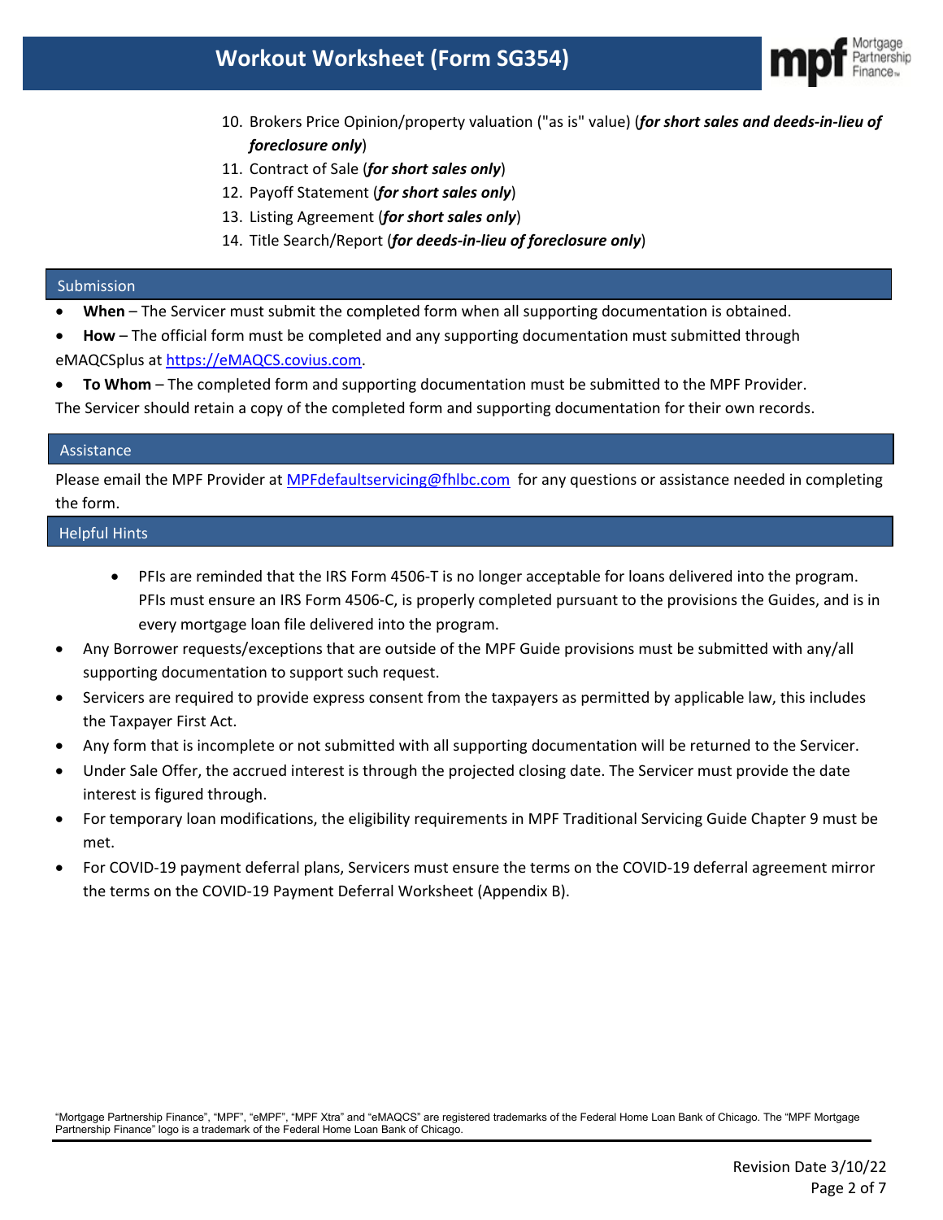10. Brokers Price Opinion/property valuation ("as is" value) (***for short sales and deeds-in-lieu of foreclosure only***)
11. Contract of Sale (***for short sales only***)
12. Payoff Statement (***for short sales only***)
13. Listing Agreement (***for short sales only***)
14. Title Search/Report (***for deeds-in-lieu of foreclosure only***)

## Submission

- **When** – The Servicer must submit the completed form when all supporting documentation is obtained.
- **How** – The official form must be completed and any supporting documentation must submitted through eMAQCSplus at [https://eMAQCS.covius.com](https://eMAQCS.covius.com).
- **To Whom** – The completed form and supporting documentation must be submitted to the MPF Provider.

The Servicer should retain a copy of the completed form and supporting documentation for their own records.

## Assistance

Please email the MPF Provider at [MPFdefaultservicing@fhlbc.com](mailto:MPFdefaultservicing@fhlbc.com) for any questions or assistance needed in completing the form.

## Helpful Hints

- PFIs are reminded that the IRS Form 4506-T is no longer acceptable for loans delivered into the program. PFIs must ensure an IRS Form 4506-C, is properly completed pursuant to the provisions the Guides, and is in every mortgage loan file delivered into the program.
- Any Borrower requests/exceptions that are outside of the MPF Guide provisions must be submitted with any/all supporting documentation to support such request.
- Servicers are required to provide express consent from the taxpayers as permitted by applicable law, this includes the Taxpayer First Act.
- Any form that is incomplete or not submitted with all supporting documentation will be returned to the Servicer.
- Under Sale Offer, the accrued interest is through the projected closing date. The Servicer must provide the date interest is figured through.
- For temporary loan modifications, the eligibility requirements in MPF Traditional Servicing Guide Chapter 9 must be met.
- For COVID-19 payment deferral plans, Servicers must ensure the terms on the COVID-19 deferral agreement mirror the terms on the COVID-19 Payment Deferral Worksheet (Appendix B).

"Mortgage Partnership Finance", "MPF", "eMPF", "MPF Xtra" and "eMAQCS" are registered trademarks of the Federal Home Loan Bank of Chicago. The "MPF Mortgage Partnership Finance" logo is a trademark of the Federal Home Loan Bank of Chicago.

Revision Date 3/10/22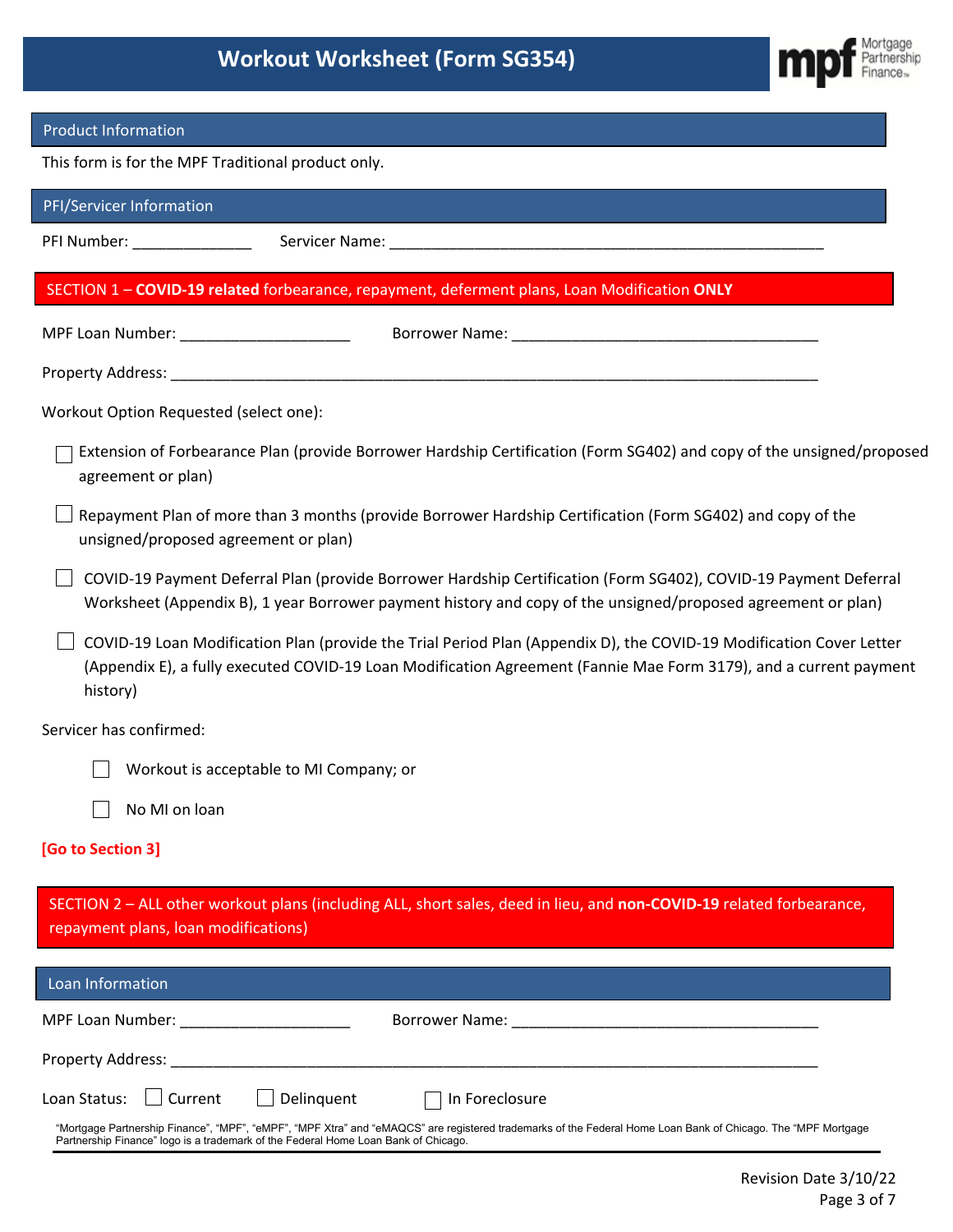# Workout Worksheet (Form SG354)

## Product Information

This form is for the MPF Traditional product only.

## PFI/Servicer Information

PFI Number: ______________ Servicer Name: ______________________________________________________

## SECTION 1 – **COVID-19 related** forbearance, repayment, deferment plans, Loan Modification **ONLY**

MPF Loan Number: ____________________ Borrower Name: ____________________________________

Property Address: ________________________________________________________________________________

Workout Option Requested (select one):

- ☐ Extension of Forbearance Plan (provide Borrower Hardship Certification (Form SG402) and copy of the unsigned/proposed agreement or plan)
- ☐ Repayment Plan of more than 3 months (provide Borrower Hardship Certification (Form SG402) and copy of the unsigned/proposed agreement or plan)
- ☐ COVID-19 Payment Deferral Plan (provide Borrower Hardship Certification (Form SG402), COVID-19 Payment Deferral Worksheet (Appendix B), 1 year Borrower payment history and copy of the unsigned/proposed agreement or plan)
- ☐ COVID-19 Loan Modification Plan (provide the Trial Period Plan (Appendix D), the COVID-19 Modification Cover Letter (Appendix E), a fully executed COVID-19 Loan Modification Agreement (Fannie Mae Form 3179), and a current payment history)

Servicer has confirmed:

- ☐ Workout is acceptable to MI Company; or
- ☐ No MI on loan

**[Go to Section 3]**

## SECTION 2 – ALL other workout plans (including ALL, short sales, deed in lieu, and **non-COVID-19** related forbearance, repayment plans, loan modifications)

### Loan Information

MPF Loan Number: ____________________ Borrower Name: ____________________________________

Property Address: ________________________________________________________________________________

Loan Status: ☐ Current ☐ Delinquent ☐ In Foreclosure

"Mortgage Partnership Finance", "MPF", "eMPF", "MPF Xtra" and "eMAQCS" are registered trademarks of the Federal Home Loan Bank of Chicago. The "MPF Mortgage Partnership Finance" logo is a trademark of the Federal Home Loan Bank of Chicago.

Revision Date 3/10/22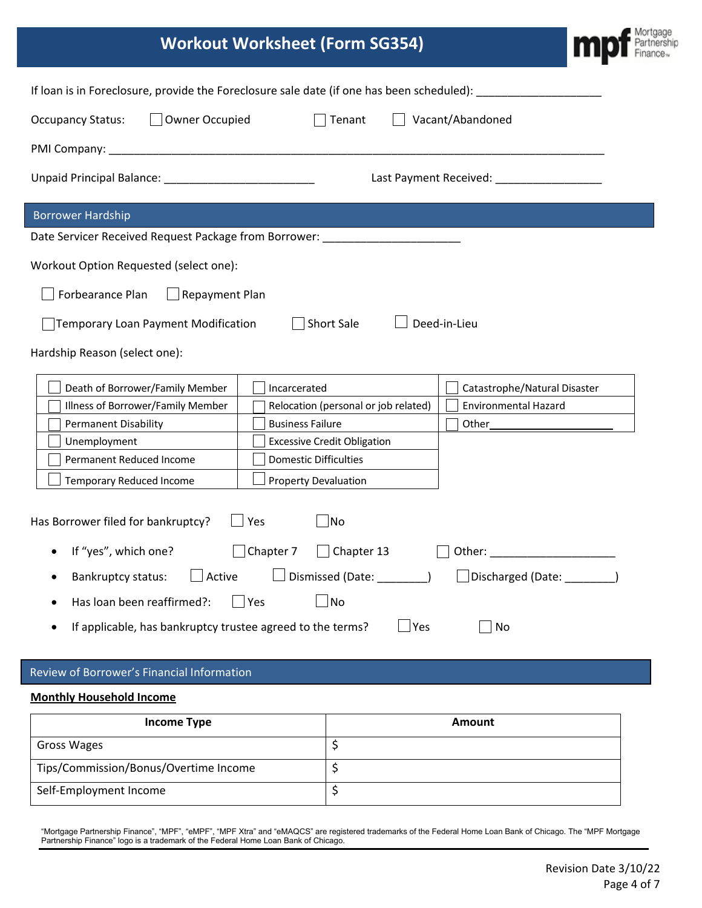# Workout Worksheet (Form SG354)

If loan is in Foreclosure, provide the Foreclosure sale date (if one has been scheduled): ____________________

Occupancy Status: ☐ Owner Occupied ☐ Tenant ☐ Vacant/Abandoned

PMI Company: ______________________________________________________________________________

Unpaid Principal Balance: ________________________ Last Payment Received: _________________

## Borrower Hardship

Date Servicer Received Request Package from Borrower: ______________________

Workout Option Requested (select one):

☐ Forbearance Plan ☐ Repayment Plan

☐ Temporary Loan Payment Modification ☐ Short Sale ☐ Deed-in-Lieu

Hardship Reason (select one):

| | | |
|---|---|---|
| ☐ Death of Borrower/Family Member | ☐ Incarcerated | ☐ Catastrophe/Natural Disaster |
| ☐ Illness of Borrower/Family Member | ☐ Relocation (personal or job related) | ☐ Environmental Hazard |
| ☐ Permanent Disability | ☐ Business Failure | ☐ Other____________________ |
| ☐ Unemployment | ☐ Excessive Credit Obligation | |
| ☐ Permanent Reduced Income | ☐ Domestic Difficulties | |
| ☐ Temporary Reduced Income | ☐ Property Devaluation | |

Has Borrower filed for bankruptcy? ☐ Yes ☐ No

- If "yes", which one? ☐ Chapter 7 ☐ Chapter 13 ☐ Other: ____________________
- Bankruptcy status: ☐ Active ☐ Dismissed (Date: ________) ☐ Discharged (Date: ________)
- Has loan been reaffirmed?: ☐ Yes ☐ No
- If applicable, has bankruptcy trustee agreed to the terms? ☐ Yes ☐ No

## Review of Borrower's Financial Information

**Monthly Household Income**

| Income Type | Amount |
|---|---|
| Gross Wages | $ |
| Tips/Commission/Bonus/Overtime Income | $ |
| Self-Employment Income | $ |

"Mortgage Partnership Finance", "MPF", "eMPF", "MPF Xtra" and "eMAQCS" are registered trademarks of the Federal Home Loan Bank of Chicago. The "MPF Mortgage Partnership Finance" logo is a trademark of the Federal Home Loan Bank of Chicago.

Revision Date 3/10/22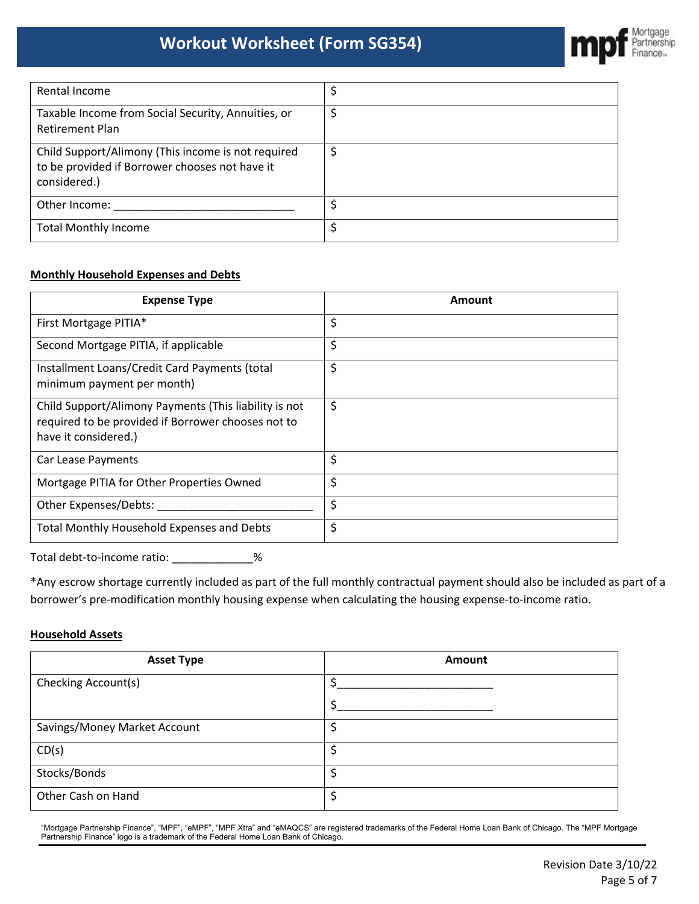| | |
|---|---|
| Rental Income | $ |
| Taxable Income from Social Security, Annuities, or Retirement Plan | $ |
| Child Support/Alimony (This income is not required to be provided if Borrower chooses not have it considered.) | $ |
| Other Income: ______________________________ | $ |
| Total Monthly Income | $ |

**Monthly Household Expenses and Debts**

| Expense Type | Amount |
|---|---|
| First Mortgage PITIA* | $ |
| Second Mortgage PITIA, if applicable | $ |
| Installment Loans/Credit Card Payments (total minimum payment per month) | $ |
| Child Support/Alimony Payments (This liability is not required to be provided if Borrower chooses not to have it considered.) | $ |
| Car Lease Payments | $ |
| Mortgage PITIA for Other Properties Owned | $ |
| Other Expenses/Debts: __________________________ | $ |
| Total Monthly Household Expenses and Debts | $ |

Total debt-to-income ratio: _____________%

*Any escrow shortage currently included as part of the full monthly contractual payment should also be included as part of a borrower's pre-modification monthly housing expense when calculating the housing expense-to-income ratio.

**Household Assets**

| Asset Type | Amount |
|---|---|
| Checking Account(s) | $_________________________<br>$_________________________ |
| Savings/Money Market Account | $ |
| CD(s) | $ |
| Stocks/Bonds | $ |
| Other Cash on Hand | $ |

"Mortgage Partnership Finance", "MPF", "eMPF", "MPF Xtra" and "eMAQCS" are registered trademarks of the Federal Home Loan Bank of Chicago. The "MPF Mortgage Partnership Finance" logo is a trademark of the Federal Home Loan Bank of Chicago.

Revision Date 3/10/22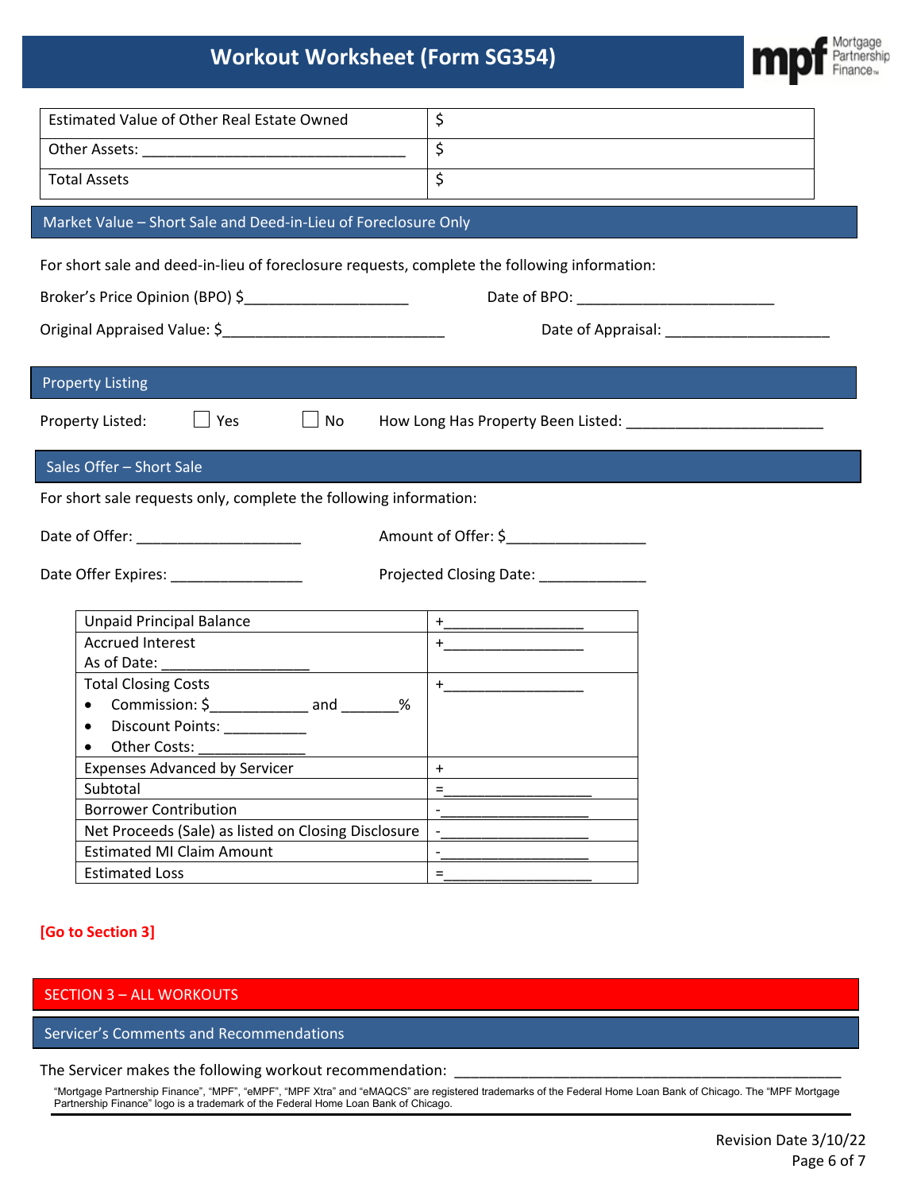# Workout Worksheet (Form SG354)

| Estimated Value of Other Real Estate Owned | $ |
|---|---|
| Other Assets: ________________________________ | $ |
| Total Assets | $ |

## Market Value – Short Sale and Deed-in-Lieu of Foreclosure Only

For short sale and deed-in-lieu of foreclosure requests, complete the following information:

Broker's Price Opinion (BPO) $____________________ Date of BPO: ________________________

Original Appraised Value: $___________________________ Date of Appraisal: ____________________

## Property Listing

Property Listed: ☐ Yes ☐ No How Long Has Property Been Listed: ________________________

## Sales Offer – Short Sale

For short sale requests only, complete the following information:

Date of Offer: ____________________ Amount of Offer: $________________

Date Offer Expires: ________________ Projected Closing Date: _____________

| | |
|---|---|
| Unpaid Principal Balance | +_________________ |
| Accrued Interest<br>As of Date: __________________ | +_________________ |
| Total Closing Costs<br>• Commission: $___________ and _______%<br>• Discount Points: __________<br>• Other Costs: _____________ | +_________________ |
| Expenses Advanced by Servicer | + |
| Subtotal | =__________________ |
| Borrower Contribution | -__________________ |
| Net Proceeds (Sale) as listed on Closing Disclosure | -__________________ |
| Estimated MI Claim Amount | -__________________ |
| Estimated Loss | =__________________ |

**[Go to Section 3]**

## SECTION 3 – ALL WORKOUTS

## Servicer's Comments and Recommendations

The Servicer makes the following workout recommendation: ___________________________________________________

"Mortgage Partnership Finance", "MPF", "eMPF", "MPF Xtra" and "eMAQCS" are registered trademarks of the Federal Home Loan Bank of Chicago. The "MPF Mortgage Partnership Finance" logo is a trademark of the Federal Home Loan Bank of Chicago.

Revision Date 3/10/22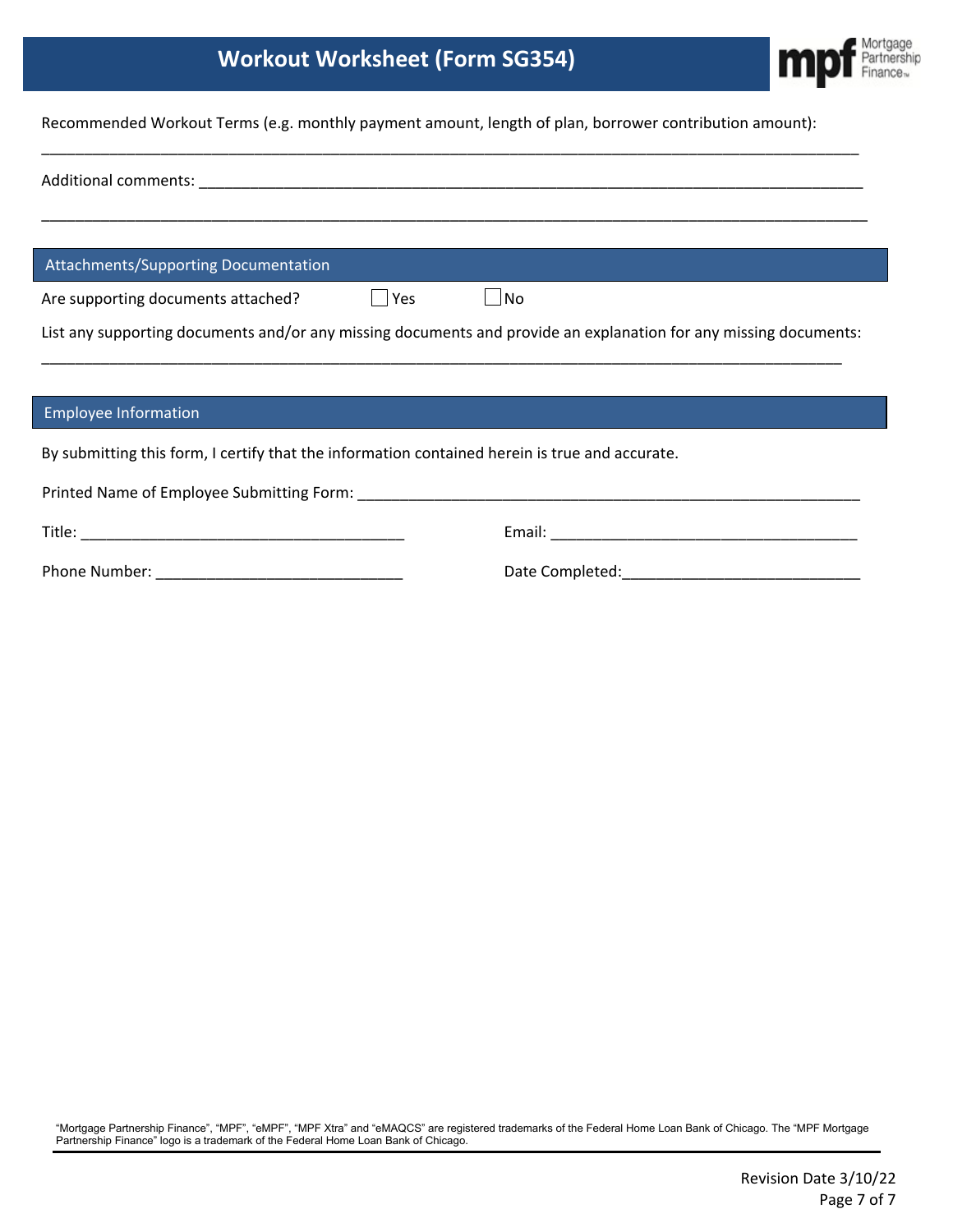# Workout Worksheet (Form SG354)

Recommended Workout Terms (e.g. monthly payment amount, length of plan, borrower contribution amount):

______________________________________________________________________________________________

Additional comments: ____________________________________________________________________________

______________________________________________________________________________________________

## Attachments/Supporting Documentation

Are supporting documents attached? ☐ Yes ☐ No

List any supporting documents and/or any missing documents and provide an explanation for any missing documents:

______________________________________________________________________________________________

## Employee Information

By submitting this form, I certify that the information contained herein is true and accurate.

Printed Name of Employee Submitting Form: ____________________________________________________

Title: ____________________________________ Email: ____________________________________

Phone Number: ____________________________ Date Completed: ____________________________

"Mortgage Partnership Finance", "MPF", "eMPF", "MPF Xtra" and "eMAQCS" are registered trademarks of the Federal Home Loan Bank of Chicago. The "MPF Mortgage Partnership Finance" logo is a trademark of the Federal Home Loan Bank of Chicago.

Revision Date 3/10/22